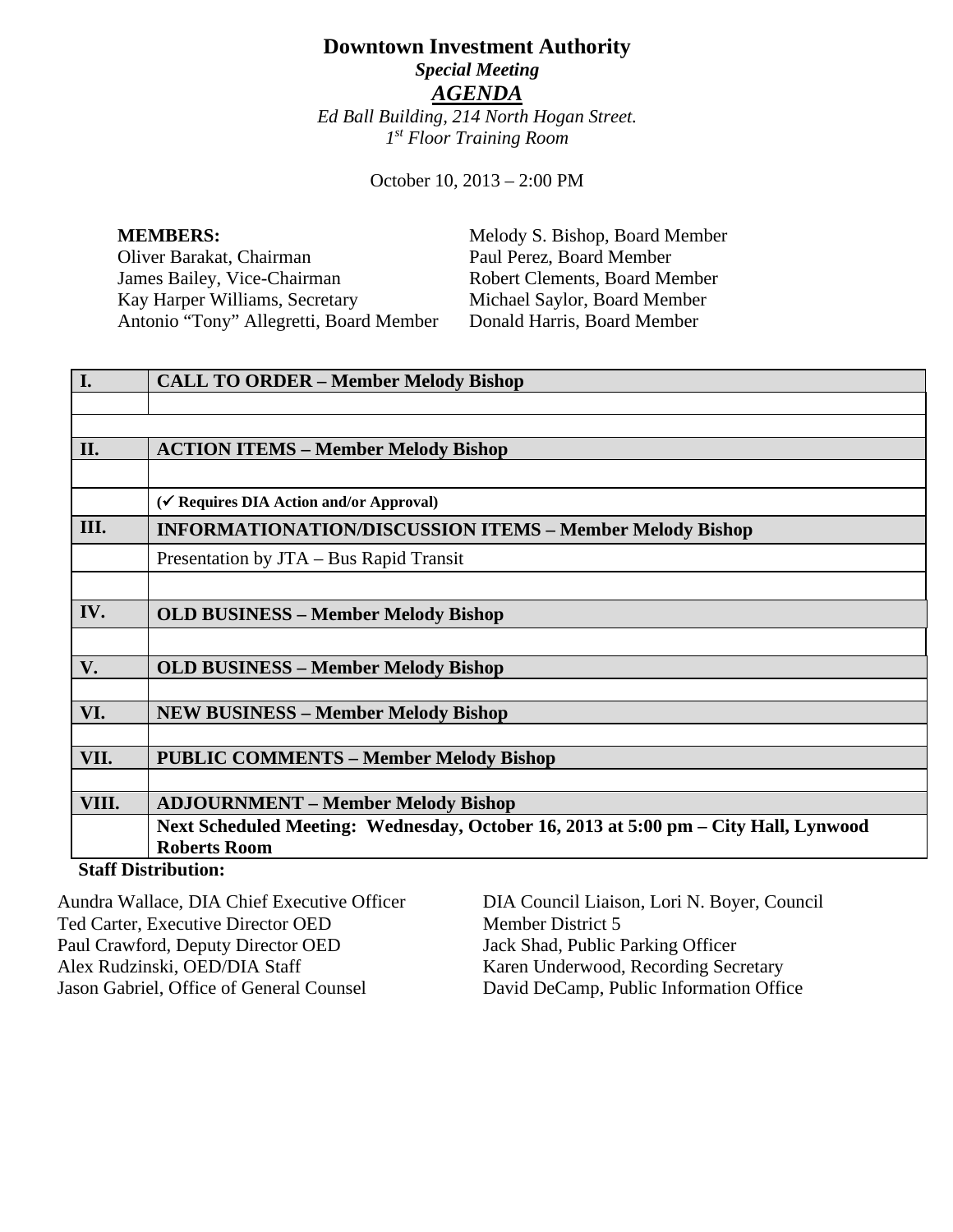# Downtown Investment Authority

***Special Meeting***

***AGENDA***

*Ed Ball Building, 214 North Hogan Street.*
*1st Floor Training Room*

October 10, 2013 – 2:00 PM

**MEMBERS:**
Oliver Barakat, Chairman
James Bailey, Vice-Chairman
Kay Harper Williams, Secretary
Antonio "Tony" Allegretti, Board Member
Melody S. Bishop, Board Member
Paul Perez, Board Member
Robert Clements, Board Member
Michael Saylor, Board Member
Donald Harris, Board Member

| | |
|---|---|
| **I.** | **CALL TO ORDER – Member Melody Bishop** |
| | |
| | |
| **II.** | **ACTION ITEMS – Member Melody Bishop** |
| | |
| | **(✔ Requires DIA Action and/or Approval)** |
| **III.** | **INFORMATIONATION/DISCUSSION ITEMS – Member Melody Bishop** |
| | Presentation by JTA – Bus Rapid Transit |
| | |
| **IV.** | **OLD BUSINESS – Member Melody Bishop** |
| | |
| **V.** | **OLD BUSINESS – Member Melody Bishop** |
| | |
| **VI.** | **NEW BUSINESS – Member Melody Bishop** |
| | |
| **VII.** | **PUBLIC COMMENTS – Member Melody Bishop** |
| | |
| **VIII.** | **ADJOURNMENT – Member Melody Bishop** |
| | **Next Scheduled Meeting: Wednesday, October 16, 2013 at 5:00 pm – City Hall, Lynwood Roberts Room** |

**Staff Distribution:**

Aundra Wallace, DIA Chief Executive Officer
Ted Carter, Executive Director OED
Paul Crawford, Deputy Director OED
Alex Rudzinski, OED/DIA Staff
Jason Gabriel, Office of General Counsel
DIA Council Liaison, Lori N. Boyer, Council Member District 5
Jack Shad, Public Parking Officer
Karen Underwood, Recording Secretary
David DeCamp, Public Information Office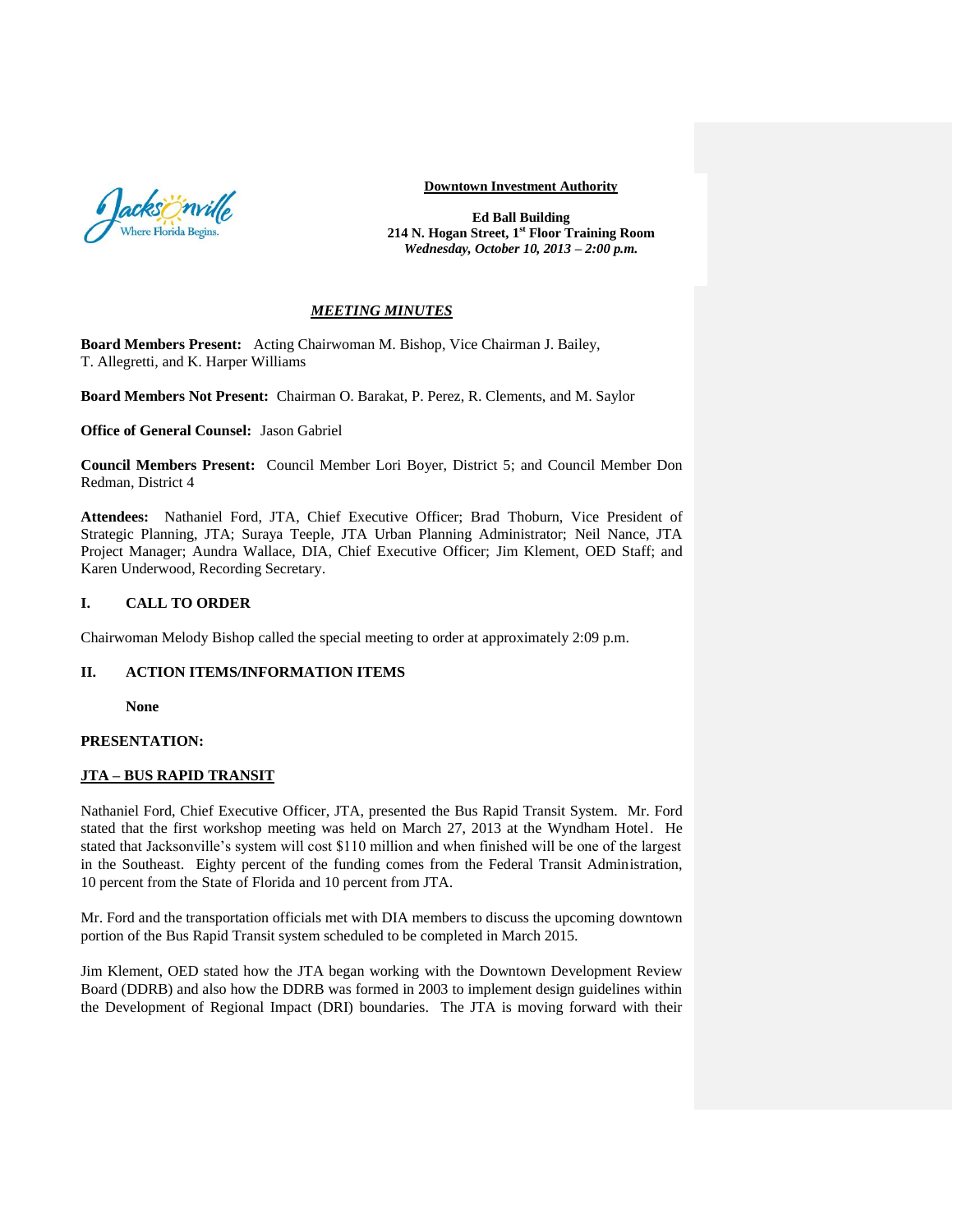**Downtown Investment Authority**

**Ed Ball Building**
**214 N. Hogan Street, 1st Floor Training Room**
***Wednesday, October 10, 2013 – 2:00 p.m.***

***MEETING MINUTES***

**Board Members Present:** Acting Chairwoman M. Bishop, Vice Chairman J. Bailey, T. Allegretti, and K. Harper Williams

**Board Members Not Present:** Chairman O. Barakat, P. Perez, R. Clements, and M. Saylor

**Office of General Counsel:** Jason Gabriel

**Council Members Present:** Council Member Lori Boyer, District 5; and Council Member Don Redman, District 4

**Attendees:** Nathaniel Ford, JTA, Chief Executive Officer; Brad Thoburn, Vice President of Strategic Planning, JTA; Suraya Teeple, JTA Urban Planning Administrator; Neil Nance, JTA Project Manager; Aundra Wallace, DIA, Chief Executive Officer; Jim Klement, OED Staff; and Karen Underwood, Recording Secretary.

## I. CALL TO ORDER

Chairwoman Melody Bishop called the special meeting to order at approximately 2:09 p.m.

## II. ACTION ITEMS/INFORMATION ITEMS

**None**

**PRESENTATION:**

**JTA – BUS RAPID TRANSIT**

Nathaniel Ford, Chief Executive Officer, JTA, presented the Bus Rapid Transit System. Mr. Ford stated that the first workshop meeting was held on March 27, 2013 at the Wyndham Hotel. He stated that Jacksonville's system will cost $110 million and when finished will be one of the largest in the Southeast. Eighty percent of the funding comes from the Federal Transit Administration, 10 percent from the State of Florida and 10 percent from JTA.

Mr. Ford and the transportation officials met with DIA members to discuss the upcoming downtown portion of the Bus Rapid Transit system scheduled to be completed in March 2015.

Jim Klement, OED stated how the JTA began working with the Downtown Development Review Board (DDRB) and also how the DDRB was formed in 2003 to implement design guidelines within the Development of Regional Impact (DRI) boundaries. The JTA is moving forward with their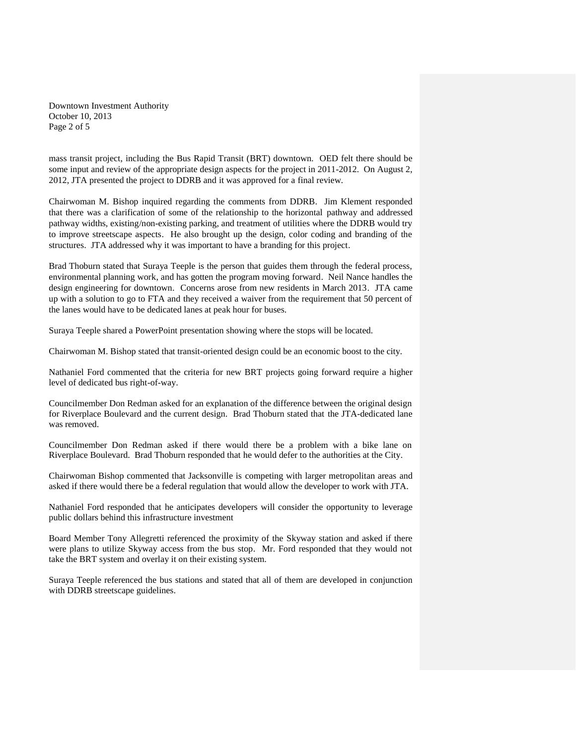mass transit project, including the Bus Rapid Transit (BRT) downtown. OED felt there should be some input and review of the appropriate design aspects for the project in 2011-2012. On August 2, 2012, JTA presented the project to DDRB and it was approved for a final review.

Chairwoman M. Bishop inquired regarding the comments from DDRB. Jim Klement responded that there was a clarification of some of the relationship to the horizontal pathway and addressed pathway widths, existing/non-existing parking, and treatment of utilities where the DDRB would try to improve streetscape aspects. He also brought up the design, color coding and branding of the structures. JTA addressed why it was important to have a branding for this project.

Brad Thoburn stated that Suraya Teeple is the person that guides them through the federal process, environmental planning work, and has gotten the program moving forward. Neil Nance handles the design engineering for downtown. Concerns arose from new residents in March 2013. JTA came up with a solution to go to FTA and they received a waiver from the requirement that 50 percent of the lanes would have to be dedicated lanes at peak hour for buses.

Suraya Teeple shared a PowerPoint presentation showing where the stops will be located.

Chairwoman M. Bishop stated that transit-oriented design could be an economic boost to the city.

Nathaniel Ford commented that the criteria for new BRT projects going forward require a higher level of dedicated bus right-of-way.

Councilmember Don Redman asked for an explanation of the difference between the original design for Riverplace Boulevard and the current design. Brad Thoburn stated that the JTA-dedicated lane was removed.

Councilmember Don Redman asked if there would there be a problem with a bike lane on Riverplace Boulevard. Brad Thoburn responded that he would defer to the authorities at the City.

Chairwoman Bishop commented that Jacksonville is competing with larger metropolitan areas and asked if there would there be a federal regulation that would allow the developer to work with JTA.

Nathaniel Ford responded that he anticipates developers will consider the opportunity to leverage public dollars behind this infrastructure investment

Board Member Tony Allegretti referenced the proximity of the Skyway station and asked if there were plans to utilize Skyway access from the bus stop. Mr. Ford responded that they would not take the BRT system and overlay it on their existing system.

Suraya Teeple referenced the bus stations and stated that all of them are developed in conjunction with DDRB streetscape guidelines.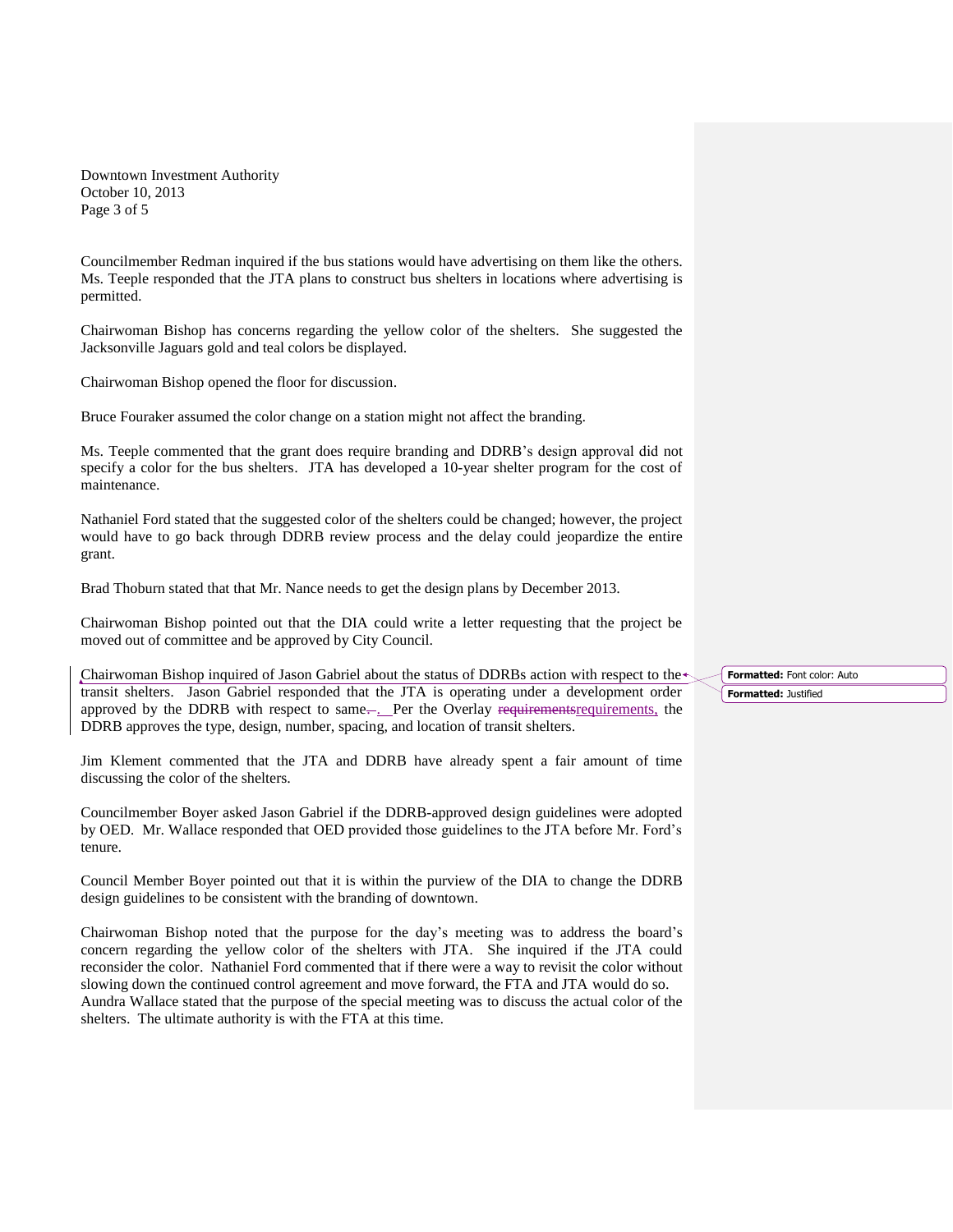Councilmember Redman inquired if the bus stations would have advertising on them like the others. Ms. Teeple responded that the JTA plans to construct bus shelters in locations where advertising is permitted.

Chairwoman Bishop has concerns regarding the yellow color of the shelters. She suggested the Jacksonville Jaguars gold and teal colors be displayed.

Chairwoman Bishop opened the floor for discussion.

Bruce Fouraker assumed the color change on a station might not affect the branding.

Ms. Teeple commented that the grant does require branding and DDRB's design approval did not specify a color for the bus shelters. JTA has developed a 10-year shelter program for the cost of maintenance.

Nathaniel Ford stated that the suggested color of the shelters could be changed; however, the project would have to go back through DDRB review process and the delay could jeopardize the entire grant.

Brad Thoburn stated that that Mr. Nance needs to get the design plans by December 2013.

Chairwoman Bishop pointed out that the DIA could write a letter requesting that the project be moved out of committee and be approved by City Council.

Chairwoman Bishop inquired of Jason Gabriel about the status of DDRBs action with respect to the transit shelters. Jason Gabriel responded that the JTA is operating under a development order approved by the DDRB with respect to same. Per the Overlay requirements, the DDRB approves the type, design, number, spacing, and location of transit shelters.

Jim Klement commented that the JTA and DDRB have already spent a fair amount of time discussing the color of the shelters.

Councilmember Boyer asked Jason Gabriel if the DDRB-approved design guidelines were adopted by OED. Mr. Wallace responded that OED provided those guidelines to the JTA before Mr. Ford's tenure.

Council Member Boyer pointed out that it is within the purview of the DIA to change the DDRB design guidelines to be consistent with the branding of downtown.

Chairwoman Bishop noted that the purpose for the day's meeting was to address the board's concern regarding the yellow color of the shelters with JTA. She inquired if the JTA could reconsider the color. Nathaniel Ford commented that if there were a way to revisit the color without slowing down the continued control agreement and move forward, the FTA and JTA would do so.
Aundra Wallace stated that the purpose of the special meeting was to discuss the actual color of the shelters. The ultimate authority is with the FTA at this time.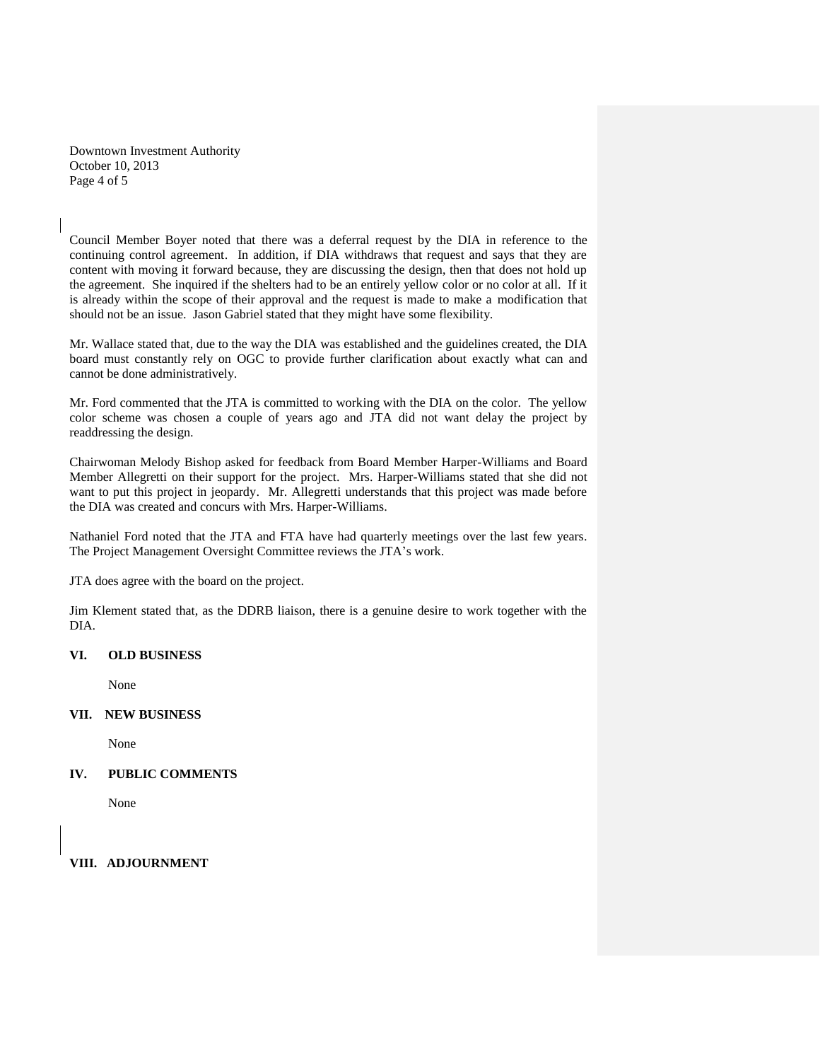Council Member Boyer noted that there was a deferral request by the DIA in reference to the continuing control agreement. In addition, if DIA withdraws that request and says that they are content with moving it forward because, they are discussing the design, then that does not hold up the agreement. She inquired if the shelters had to be an entirely yellow color or no color at all. If it is already within the scope of their approval and the request is made to make a modification that should not be an issue. Jason Gabriel stated that they might have some flexibility.

Mr. Wallace stated that, due to the way the DIA was established and the guidelines created, the DIA board must constantly rely on OGC to provide further clarification about exactly what can and cannot be done administratively.

Mr. Ford commented that the JTA is committed to working with the DIA on the color. The yellow color scheme was chosen a couple of years ago and JTA did not want delay the project by readdressing the design.

Chairwoman Melody Bishop asked for feedback from Board Member Harper-Williams and Board Member Allegretti on their support for the project. Mrs. Harper-Williams stated that she did not want to put this project in jeopardy. Mr. Allegretti understands that this project was made before the DIA was created and concurs with Mrs. Harper-Williams.

Nathaniel Ford noted that the JTA and FTA have had quarterly meetings over the last few years. The Project Management Oversight Committee reviews the JTA's work.

JTA does agree with the board on the project.

Jim Klement stated that, as the DDRB liaison, there is a genuine desire to work together with the DIA.

## VI. OLD BUSINESS

None

## VII. NEW BUSINESS

None

## IV. PUBLIC COMMENTS

None

## VIII. ADJOURNMENT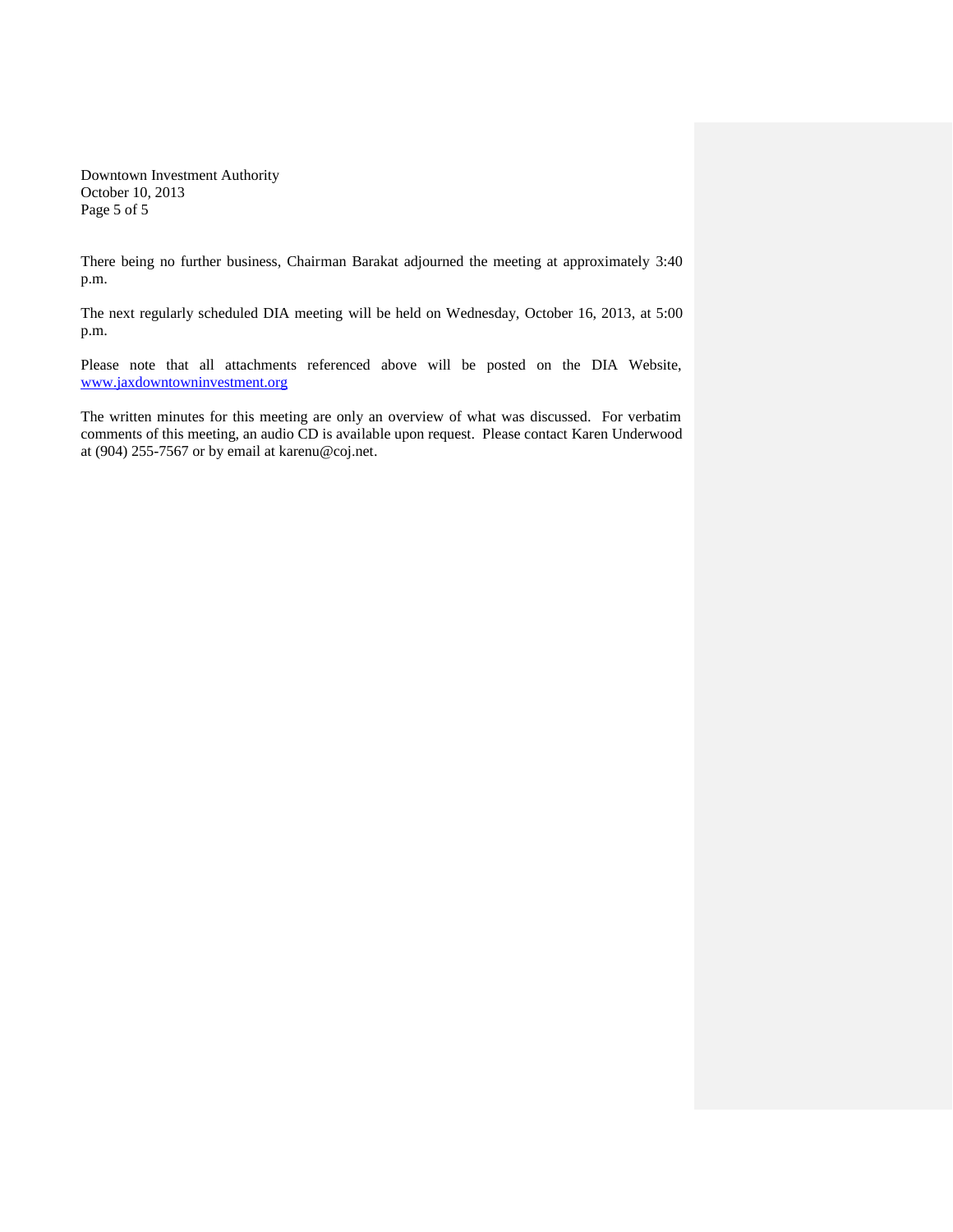There being no further business, Chairman Barakat adjourned the meeting at approximately 3:40 p.m.

The next regularly scheduled DIA meeting will be held on Wednesday, October 16, 2013, at 5:00 p.m.

Please note that all attachments referenced above will be posted on the DIA Website, [www.jaxdowntowninvestment.org](http://www.jaxdowntowninvestment.org)

The written minutes for this meeting are only an overview of what was discussed. For verbatim comments of this meeting, an audio CD is available upon request. Please contact Karen Underwood at (904) 255-7567 or by email at karenu@coj.net.